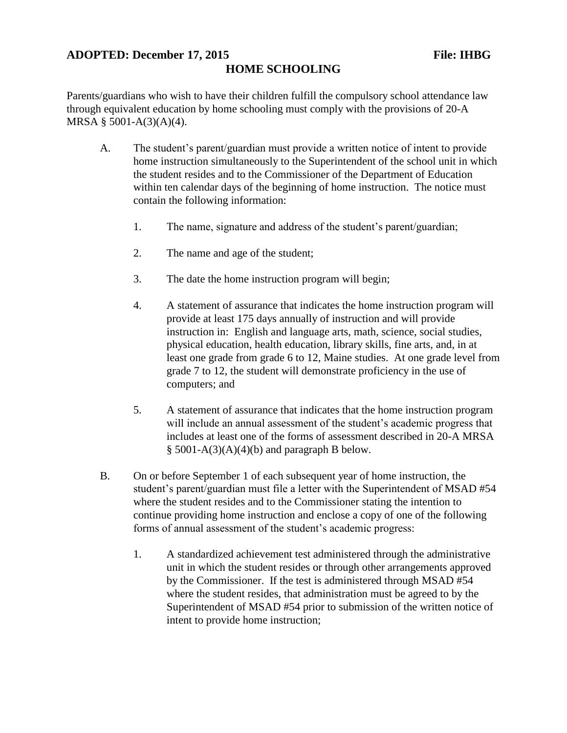**ADOPTED: December 17, 2015** **File: IHBG**

# HOME SCHOOLING

Parents/guardians who wish to have their children fulfill the compulsory school attendance law through equivalent education by home schooling must comply with the provisions of 20-A MRSA § 5001-A(3)(A)(4).

A. The student's parent/guardian must provide a written notice of intent to provide home instruction simultaneously to the Superintendent of the school unit in which the student resides and to the Commissioner of the Department of Education within ten calendar days of the beginning of home instruction. The notice must contain the following information:

   1. The name, signature and address of the student's parent/guardian;

   2. The name and age of the student;

   3. The date the home instruction program will begin;

   4. A statement of assurance that indicates the home instruction program will provide at least 175 days annually of instruction and will provide instruction in: English and language arts, math, science, social studies, physical education, health education, library skills, fine arts, and, in at least one grade from grade 6 to 12, Maine studies. At one grade level from grade 7 to 12, the student will demonstrate proficiency in the use of computers; and

   5. A statement of assurance that indicates that the home instruction program will include an annual assessment of the student's academic progress that includes at least one of the forms of assessment described in 20-A MRSA § 5001-A(3)(A)(4)(b) and paragraph B below.

B. On or before September 1 of each subsequent year of home instruction, the student's parent/guardian must file a letter with the Superintendent of MSAD #54 where the student resides and to the Commissioner stating the intention to continue providing home instruction and enclose a copy of one of the following forms of annual assessment of the student's academic progress:

   1. A standardized achievement test administered through the administrative unit in which the student resides or through other arrangements approved by the Commissioner. If the test is administered through MSAD #54 where the student resides, that administration must be agreed to by the Superintendent of MSAD #54 prior to submission of the written notice of intent to provide home instruction;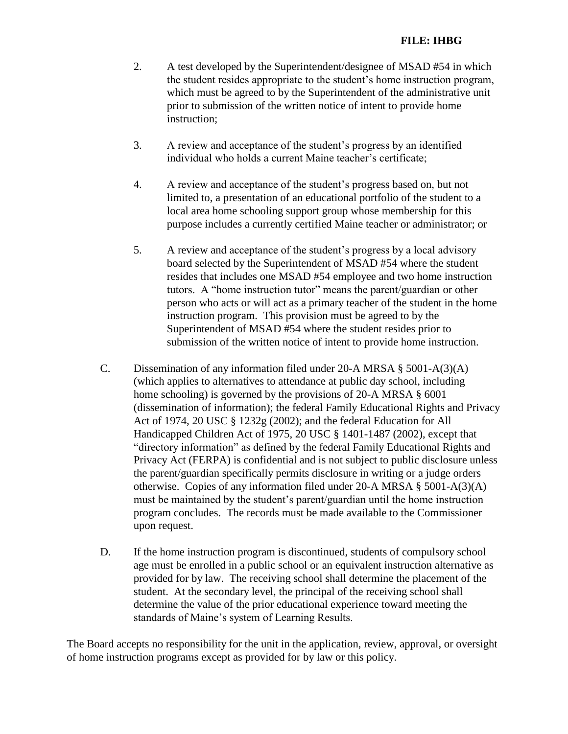2. A test developed by the Superintendent/designee of MSAD #54 in which the student resides appropriate to the student's home instruction program, which must be agreed to by the Superintendent of the administrative unit prior to submission of the written notice of intent to provide home instruction;

3. A review and acceptance of the student's progress by an identified individual who holds a current Maine teacher's certificate;

4. A review and acceptance of the student's progress based on, but not limited to, a presentation of an educational portfolio of the student to a local area home schooling support group whose membership for this purpose includes a currently certified Maine teacher or administrator; or

5. A review and acceptance of the student's progress by a local advisory board selected by the Superintendent of MSAD #54 where the student resides that includes one MSAD #54 employee and two home instruction tutors. A "home instruction tutor" means the parent/guardian or other person who acts or will act as a primary teacher of the student in the home instruction program. This provision must be agreed to by the Superintendent of MSAD #54 where the student resides prior to submission of the written notice of intent to provide home instruction.

C. Dissemination of any information filed under 20-A MRSA § 5001-A(3)(A) (which applies to alternatives to attendance at public day school, including home schooling) is governed by the provisions of 20-A MRSA § 6001 (dissemination of information); the federal Family Educational Rights and Privacy Act of 1974, 20 USC § 1232g (2002); and the federal Education for All Handicapped Children Act of 1975, 20 USC § 1401-1487 (2002), except that "directory information" as defined by the federal Family Educational Rights and Privacy Act (FERPA) is confidential and is not subject to public disclosure unless the parent/guardian specifically permits disclosure in writing or a judge orders otherwise. Copies of any information filed under 20-A MRSA § 5001-A(3)(A) must be maintained by the student's parent/guardian until the home instruction program concludes. The records must be made available to the Commissioner upon request.

D. If the home instruction program is discontinued, students of compulsory school age must be enrolled in a public school or an equivalent instruction alternative as provided for by law. The receiving school shall determine the placement of the student. At the secondary level, the principal of the receiving school shall determine the value of the prior educational experience toward meeting the standards of Maine's system of Learning Results.

The Board accepts no responsibility for the unit in the application, review, approval, or oversight of home instruction programs except as provided for by law or this policy.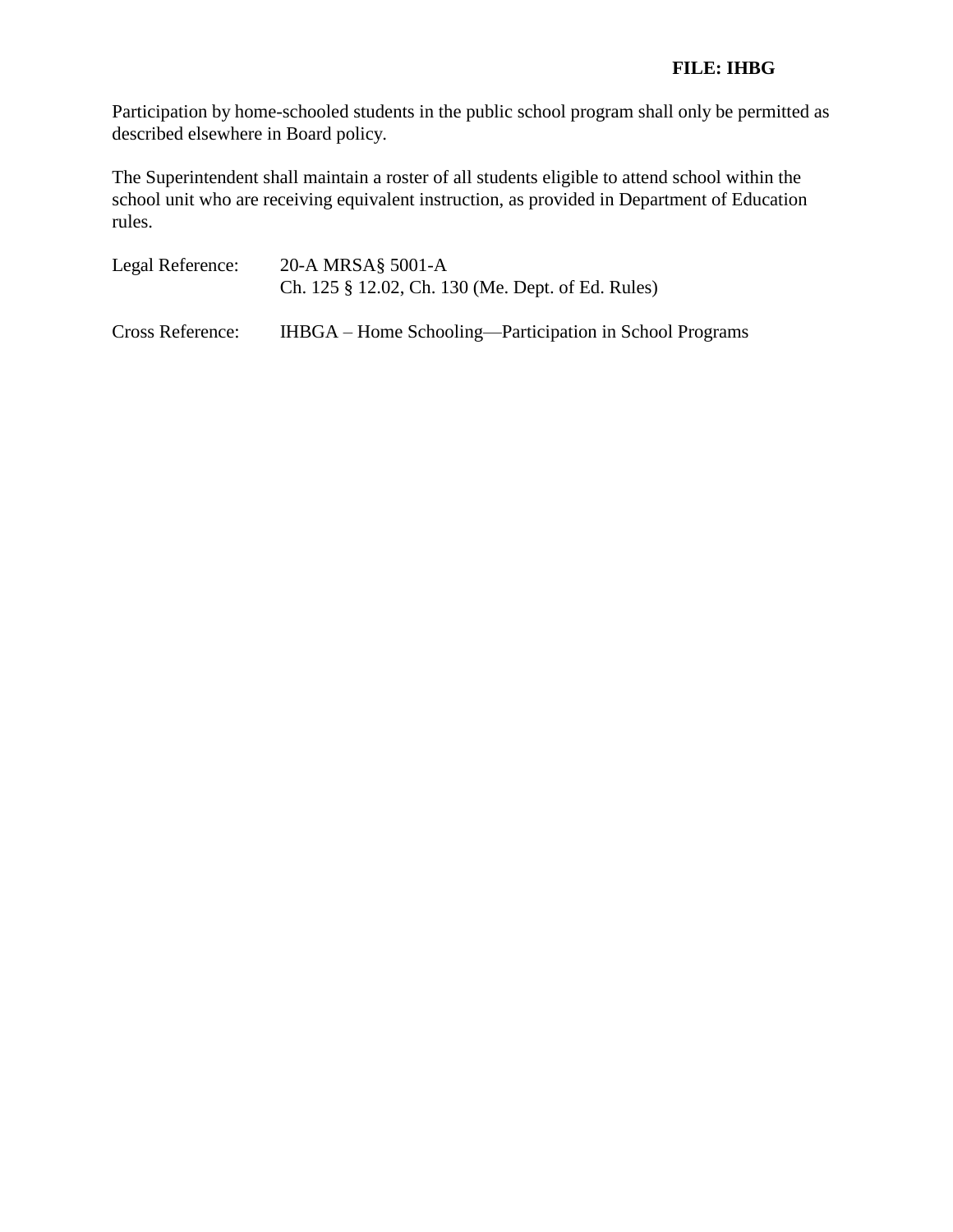FILE: IHBG

Participation by home-schooled students in the public school program shall only be permitted as described elsewhere in Board policy.

The Superintendent shall maintain a roster of all students eligible to attend school within the school unit who are receiving equivalent instruction, as provided in Department of Education rules.

Legal Reference: 20-A MRSA§ 5001-A
Ch. 125 § 12.02, Ch. 130 (Me. Dept. of Ed. Rules)

Cross Reference: IHBGA – Home Schooling—Participation in School Programs